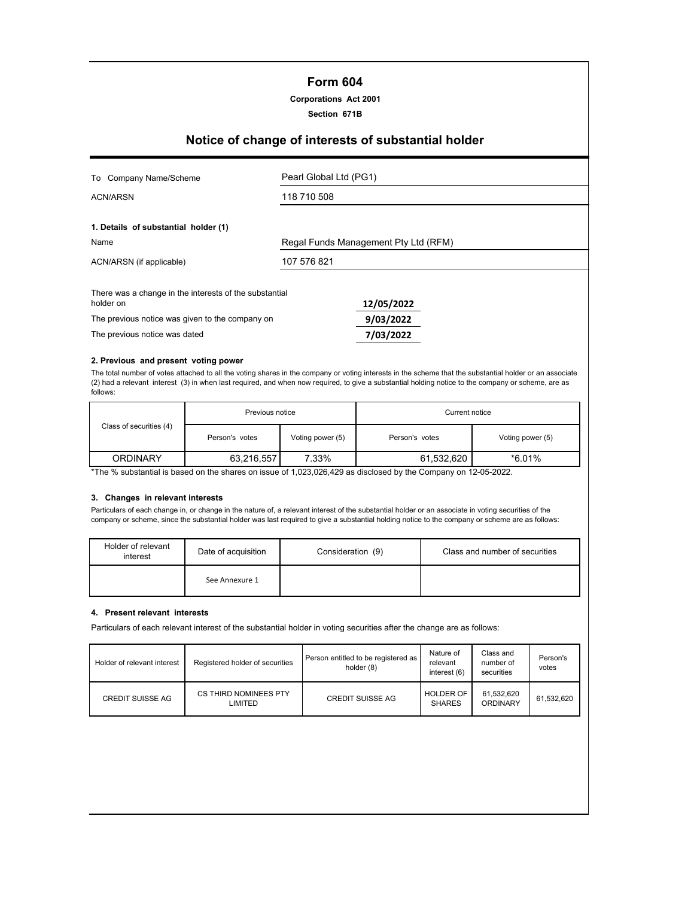# Form 604

**Corporations Act 2001**

**Section 671B**

## Notice of change of interests of substantial holder

| | |
|---|---|
| To Company Name/Scheme | Pearl Global Ltd (PG1) |
| ACN/ARSN | 118 710 508 |

**1. Details of substantial holder (1)**

| | |
|---|---|
| Name | Regal Funds Management Pty Ltd (RFM) |
| ACN/ARSN (if applicable) | 107 576 821 |

| | |
|---|---|
| There was a change in the interests of the substantial holder on | 12/05/2022 |
| The previous notice was given to the company on | 9/03/2022 |
| The previous notice was dated | 7/03/2022 |

**2. Previous and present voting power**

The total number of votes attached to all the voting shares in the company or voting interests in the scheme that the substantial holder or an associate (2) had a relevant interest (3) in when last required, and when now required, to give a substantial holding notice to the company or scheme, are as follows:

| Class of securities (4) | Previous notice | | Current notice | |
|---|---|---|---|---|
| | Person's votes | Voting power (5) | Person's votes | Voting power (5) |
| ORDINARY | 63,216,557 | 7.33% | 61,532,620 | *6.01% |

*The % substantial is based on the shares on issue of 1,023,026,429 as disclosed by the Company on 12-05-2022.

**3. Changes in relevant interests**

Particulars of each change in, or change in the nature of, a relevant interest of the substantial holder or an associate in voting securities of the company or scheme, since the substantial holder was last required to give a substantial holding notice to the company or scheme are as follows:

| Holder of relevant interest | Date of acquisition | Consideration (9) | Class and number of securities |
|---|---|---|---|
| | See Annexure 1 | | |

**4. Present relevant interests**

Particulars of each relevant interest of the substantial holder in voting securities after the change are as follows:

| Holder of relevant interest | Registered holder of securities | Person entitled to be registered as holder (8) | Nature of relevant interest (6) | Class and number of securities | Person's votes |
|---|---|---|---|---|---|
| CREDIT SUISSE AG | CS THIRD NOMINEES PTY LIMITED | CREDIT SUISSE AG | HOLDER OF SHARES | 61,532,620 ORDINARY | 61,532,620 |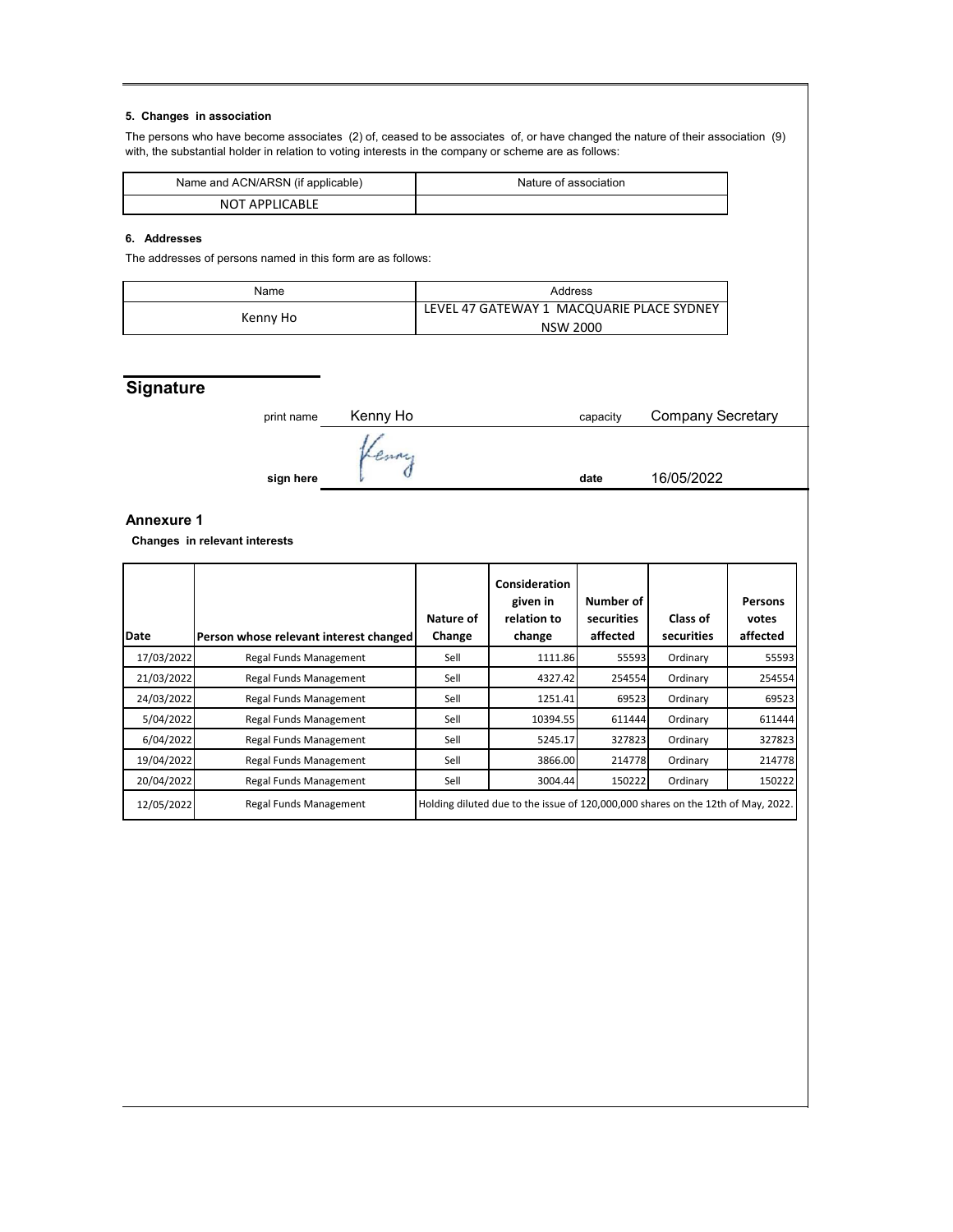#### 5. Changes in association

The persons who have become associates (2) of, ceased to be associates of, or have changed the nature of their association (9) with, the substantial holder in relation to voting interests in the company or scheme are as follows:

| Name and ACN/ARSN (if applicable) | Nature of association |
|---|---|
| NOT APPLICABLE | |

#### 6. Addresses

The addresses of persons named in this form are as follows:

| Name | Address |
|---|---|
| Kenny Ho | LEVEL 47 GATEWAY 1 MACQUARIE PLACE SYDNEY NSW 2000 |

## Signature

print name Kenny Ho capacity Company Secretary

sign here date 16/05/2022

### Annexure 1

**Changes in relevant interests**

| Date | Person whose relevant interest changed | Nature of Change | Consideration given in relation to change | Number of securities affected | Class of securities | Persons votes affected |
|---|---|---|---|---|---|---|
| 17/03/2022 | Regal Funds Management | Sell | 1111.86 | 55593 | Ordinary | 55593 |
| 21/03/2022 | Regal Funds Management | Sell | 4327.42 | 254554 | Ordinary | 254554 |
| 24/03/2022 | Regal Funds Management | Sell | 1251.41 | 69523 | Ordinary | 69523 |
| 5/04/2022 | Regal Funds Management | Sell | 10394.55 | 611444 | Ordinary | 611444 |
| 6/04/2022 | Regal Funds Management | Sell | 5245.17 | 327823 | Ordinary | 327823 |
| 19/04/2022 | Regal Funds Management | Sell | 3866.00 | 214778 | Ordinary | 214778 |
| 20/04/2022 | Regal Funds Management | Sell | 3004.44 | 150222 | Ordinary | 150222 |
| 12/05/2022 | Regal Funds Management | Holding diluted due to the issue of 120,000,000 shares on the 12th of May, 2022. | | | | |